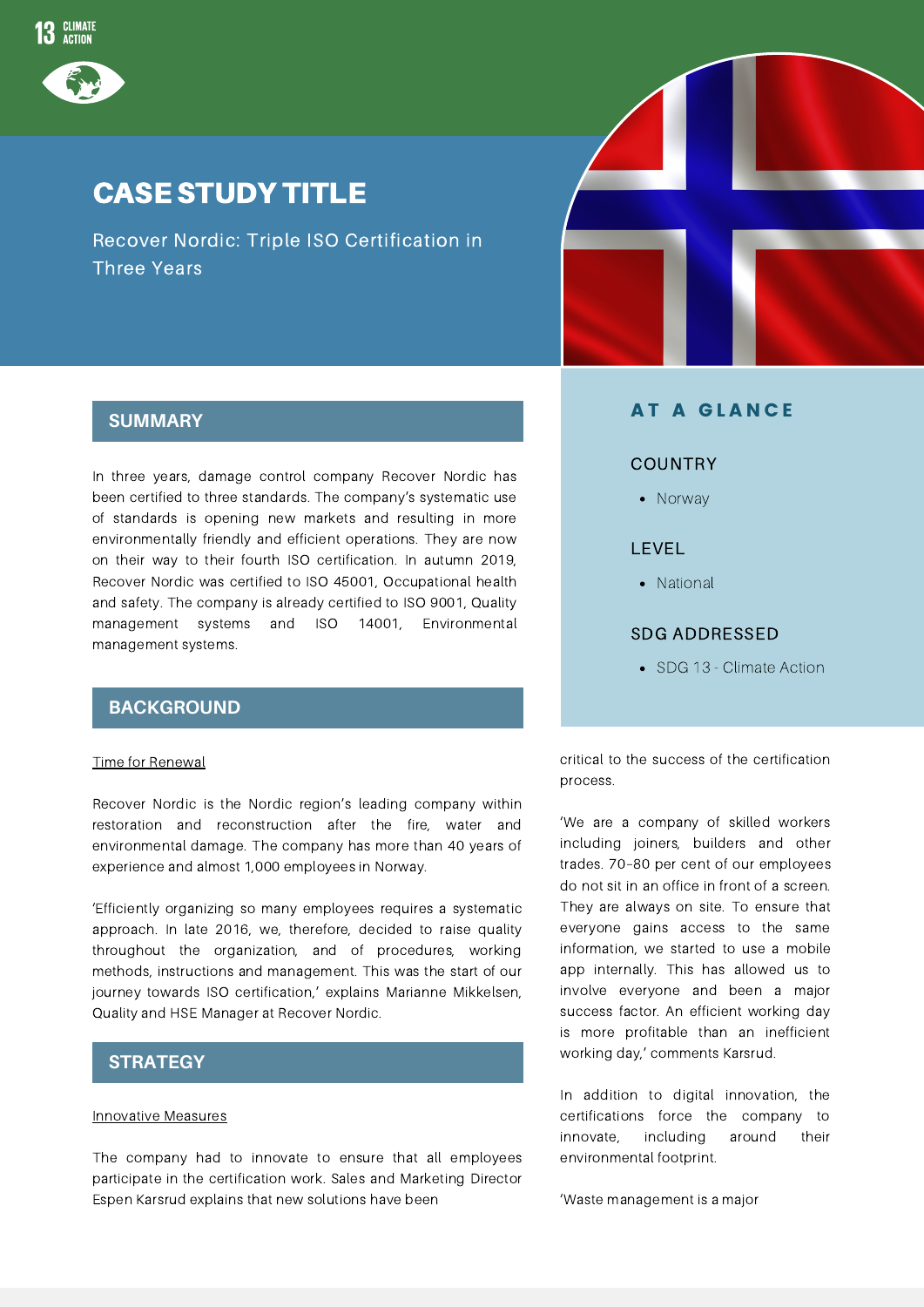13 CLIMATE ACTION

# CASE STUDY TITLE

Recover Nordic: Triple ISO Certification in Three Years

## AT A GLANCE

### COUNTRY

- Norway

### LEVEL

- National

### SDG ADDRESSED

- SDG 13 - Climate Action

## SUMMARY

In three years, damage control company Recover Nordic has been certified to three standards. The company's systematic use of standards is opening new markets and resulting in more environmentally friendly and efficient operations. They are now on their way to their fourth ISO certification. In autumn 2019, Recover Nordic was certified to ISO 45001, Occupational health and safety. The company is already certified to ISO 9001, Quality management systems and ISO 14001, Environmental management systems.

## BACKGROUND

Time for Renewal

Recover Nordic is the Nordic region's leading company within restoration and reconstruction after the fire, water and environmental damage. The company has more than 40 years of experience and almost 1,000 employees in Norway.

'Efficiently organizing so many employees requires a systematic approach. In late 2016, we, therefore, decided to raise quality throughout the organization, and of procedures, working methods, instructions and management. This was the start of our journey towards ISO certification,' explains Marianne Mikkelsen, Quality and HSE Manager at Recover Nordic.

## STRATEGY

Innovative Measures

The company had to innovate to ensure that all employees participate in the certification work. Sales and Marketing Director Espen Karsrud explains that new solutions have been critical to the success of the certification process.

'We are a company of skilled workers including joiners, builders and other trades. 70-80 per cent of our employees do not sit in an office in front of a screen. They are always on site. To ensure that everyone gains access to the same information, we started to use a mobile app internally. This has allowed us to involve everyone and been a major success factor. An efficient working day is more profitable than an inefficient working day,' comments Karsrud.

In addition to digital innovation, the certifications force the company to innovate, including around their environmental footprint.

'Waste management is a major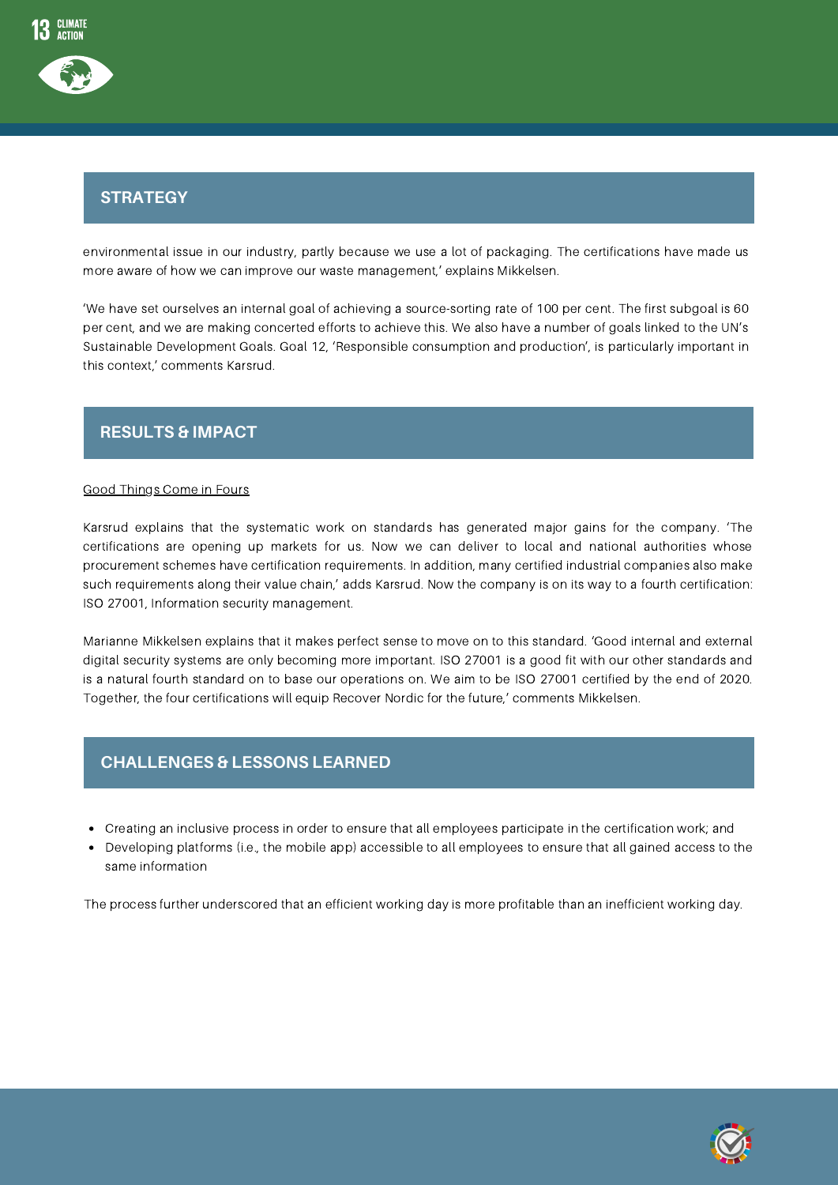## STRATEGY

environmental issue in our industry, partly because we use a lot of packaging. The certifications have made us more aware of how we can improve our waste management,' explains Mikkelsen.

'We have set ourselves an internal goal of achieving a source-sorting rate of 100 per cent. The first subgoal is 60 per cent, and we are making concerted efforts to achieve this. We also have a number of goals linked to the UN's Sustainable Development Goals. Goal 12, 'Responsible consumption and production', is particularly important in this context,' comments Karsrud.

## RESULTS & IMPACT

Good Things Come in Fours

Karsrud explains that the systematic work on standards has generated major gains for the company. 'The certifications are opening up markets for us. Now we can deliver to local and national authorities whose procurement schemes have certification requirements. In addition, many certified industrial companies also make such requirements along their value chain,' adds Karsrud. Now the company is on its way to a fourth certification: ISO 27001, Information security management.

Marianne Mikkelsen explains that it makes perfect sense to move on to this standard. 'Good internal and external digital security systems are only becoming more important. ISO 27001 is a good fit with our other standards and is a natural fourth standard on to base our operations on. We aim to be ISO 27001 certified by the end of 2020. Together, the four certifications will equip Recover Nordic for the future,' comments Mikkelsen.

## CHALLENGES & LESSONS LEARNED

- Creating an inclusive process in order to ensure that all employees participate in the certification work; and
- Developing platforms (i.e., the mobile app) accessible to all employees to ensure that all gained access to the same information

The process further underscored that an efficient working day is more profitable than an inefficient working day.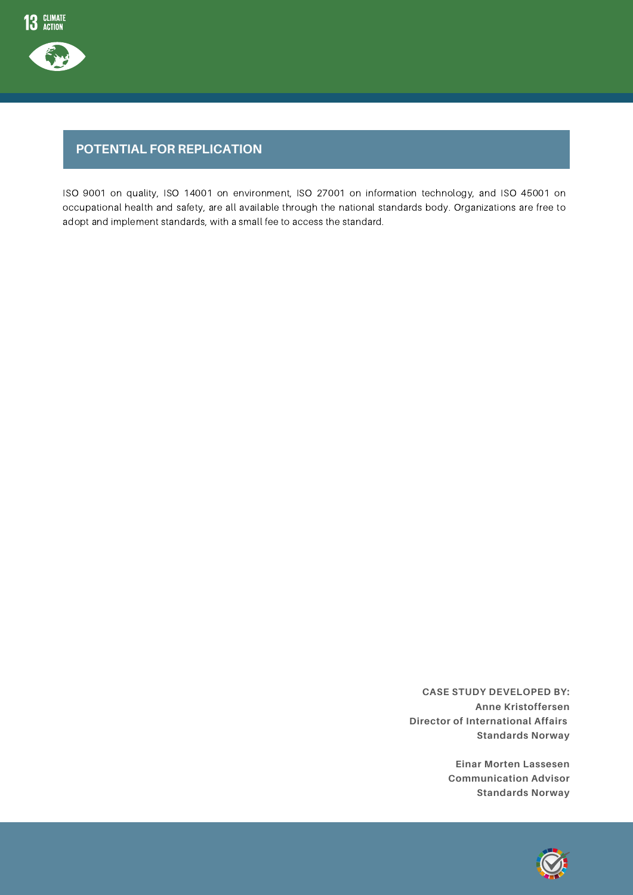## POTENTIAL FOR REPLICATION

ISO 9001 on quality, ISO 14001 on environment, ISO 27001 on information technology, and ISO 45001 on occupational health and safety, are all available through the national standards body. Organizations are free to adopt and implement standards, with a small fee to access the standard.

**CASE STUDY DEVELOPED BY:**
**Anne Kristoffersen**
**Director of International Affairs**
**Standards Norway**

**Einar Morten Lassesen**
**Communication Advisor**
**Standards Norway**